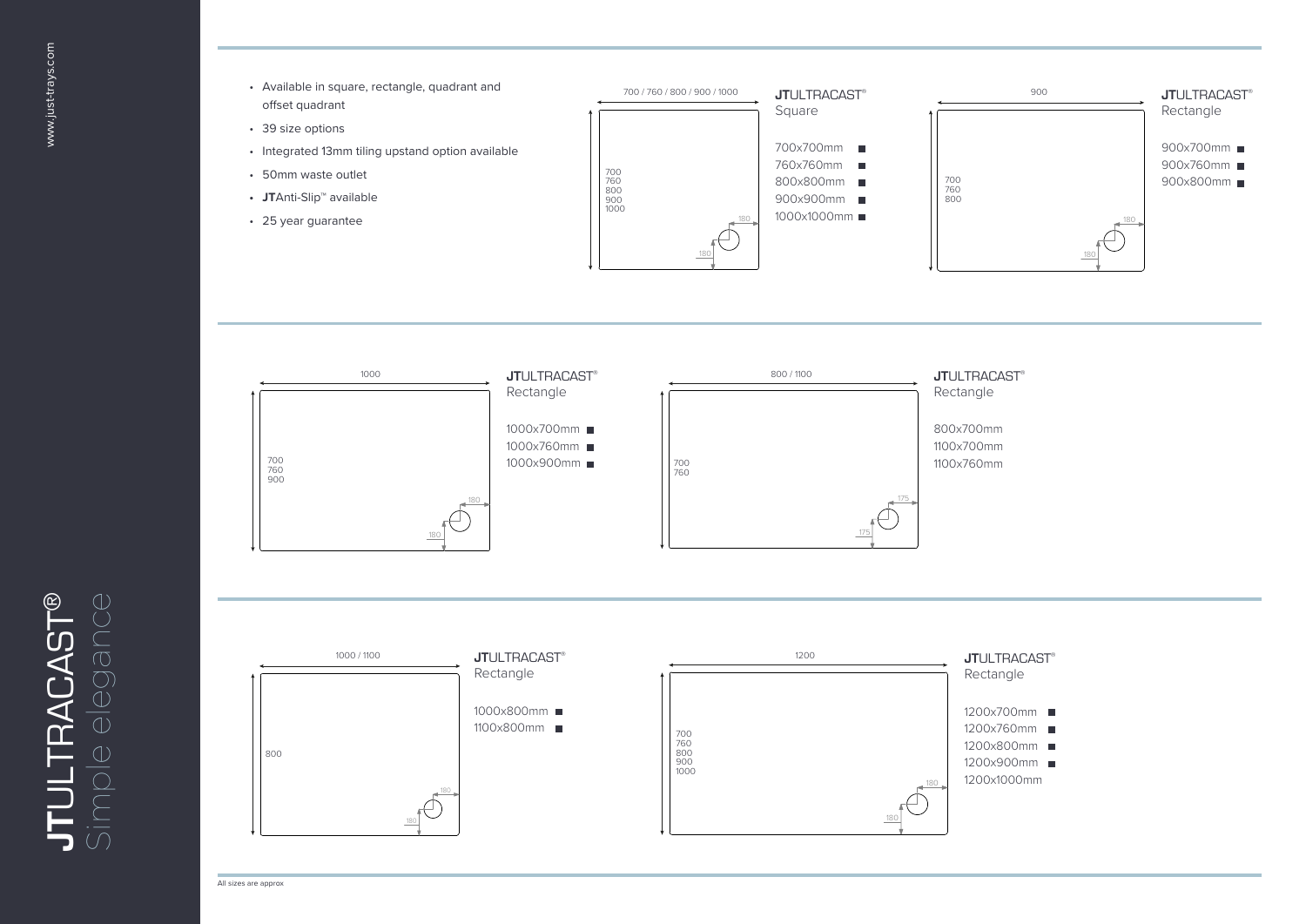- Available in square, rectangle, quadrant and offset quadrant
- 39 size options
- Integrated 13mm tiling upstand option available
- 50mm waste outlet
- **JT**Anti-Slip™ available
- 25 year guarantee

## JTULTRACAST® Square

700 / 760 / 800 / 900 / 1000

700
760
800
900
1000

180
180

- 700x700mm ■
- 760x760mm ■
- 800x800mm ■
- 900x900mm ■
- 1000x1000mm ■

## JTULTRACAST® Rectangle

900

700
760
800

180
180

- 900x700mm ■
- 900x760mm ■
- 900x800mm ■

## JTULTRACAST® Rectangle

1000

700
760
900

180
180

- 1000x700mm ■
- 1000x760mm ■
- 1000x900mm ■

## JTULTRACAST® Rectangle

800 / 1100

700
760

175
175

- 800x700mm
- 1100x700mm
- 1100x760mm

## JTULTRACAST® Rectangle

1000 / 1100

800

180
180

- 1000x800mm ■
- 1100x800mm ■

## JTULTRACAST® Rectangle

1200

700
760
800
900
1000

180
180

- 1200x700mm ■
- 1200x760mm ■
- 1200x800mm ■
- 1200x900mm ■
- 1200x1000mm

All sizes are approx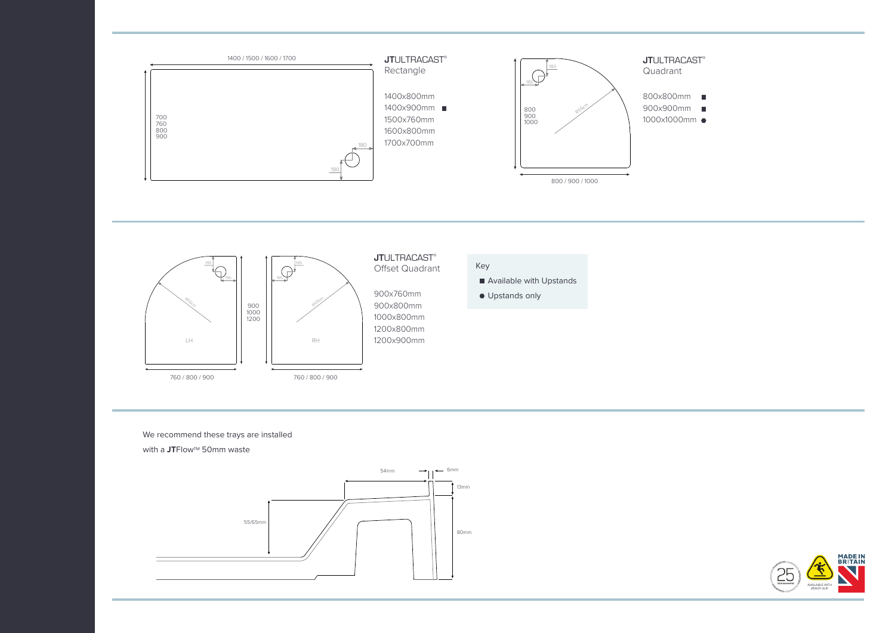1400 / 1500 / 1600 / 1700

700
760
800
900

180

180

## **JT**ULTRACAST®
Rectangle

1400x800mm
1400x900mm ■
1500x760mm
1600x800mm
1700x700mm

180

180

800
900
1000

R55cm

800 / 900 / 1000

## **JT**ULTRACAST®
Quadrant

800x800mm ■
900x900mm ■
1000x1000mm ●

195

195

R55cm

LH

900
1000
1200

195

195

R55cm

RH

760 / 800 / 900

760 / 800 / 900

## **JT**ULTRACAST®
Offset Quadrant

900x760mm
900x800mm
1000x800mm
1200x800mm
1200x900mm

Key
- ■ Available with Upstands
- ● Upstands only

We recommend these trays are installed
with a **JT**Flow™ 50mm waste

54mm

6mm

13mm

55/65mm

80mm